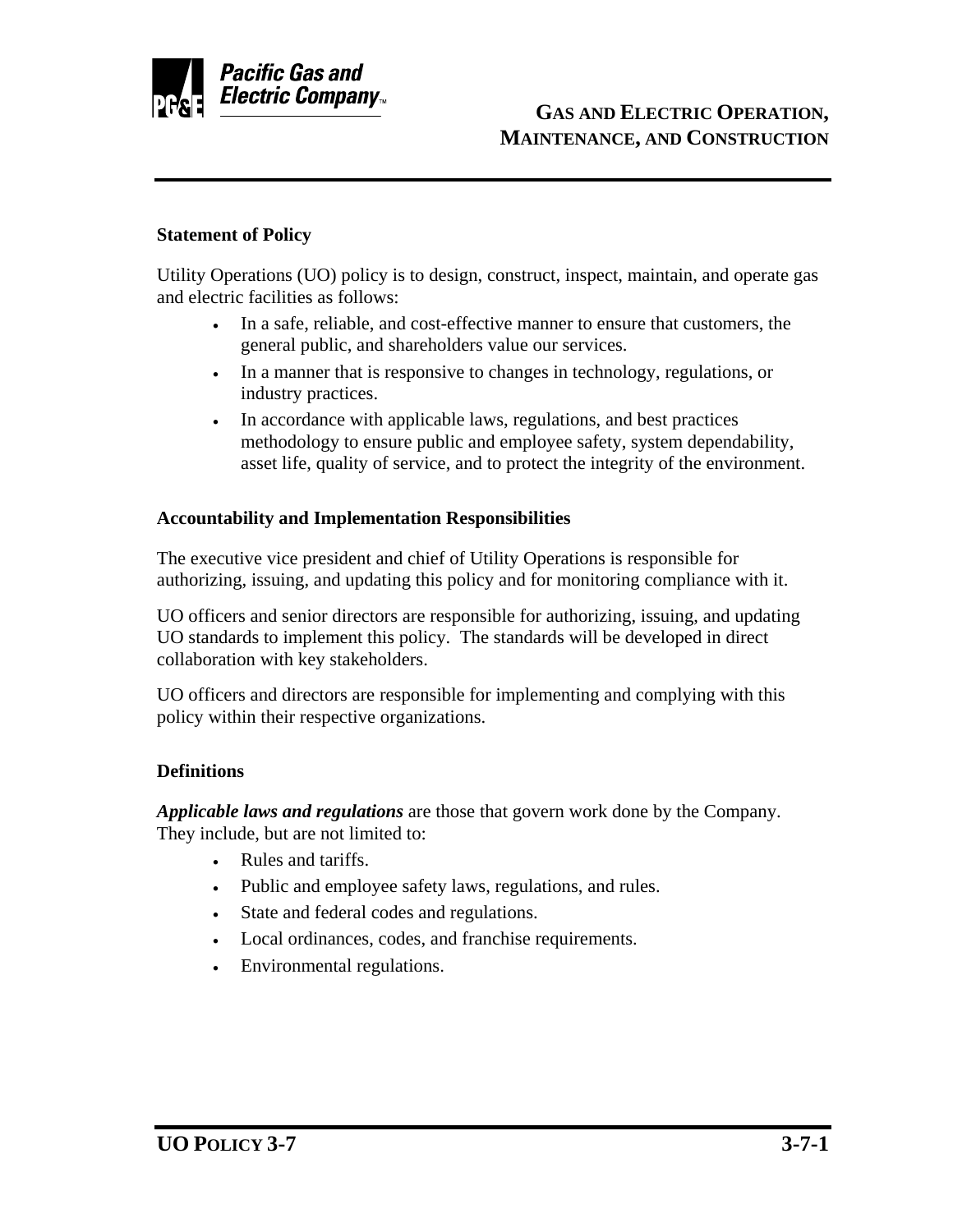# GAS AND ELECTRIC OPERATION, MAINTENANCE, AND CONSTRUCTION

## Statement of Policy

Utility Operations (UO) policy is to design, construct, inspect, maintain, and operate gas and electric facilities as follows:

- In a safe, reliable, and cost-effective manner to ensure that customers, the general public, and shareholders value our services.
- In a manner that is responsive to changes in technology, regulations, or industry practices.
- In accordance with applicable laws, regulations, and best practices methodology to ensure public and employee safety, system dependability, asset life, quality of service, and to protect the integrity of the environment.

## Accountability and Implementation Responsibilities

The executive vice president and chief of Utility Operations is responsible for authorizing, issuing, and updating this policy and for monitoring compliance with it.

UO officers and senior directors are responsible for authorizing, issuing, and updating UO standards to implement this policy. The standards will be developed in direct collaboration with key stakeholders.

UO officers and directors are responsible for implementing and complying with this policy within their respective organizations.

## Definitions

***Applicable laws and regulations*** are those that govern work done by the Company. They include, but are not limited to:

- Rules and tariffs.
- Public and employee safety laws, regulations, and rules.
- State and federal codes and regulations.
- Local ordinances, codes, and franchise requirements.
- Environmental regulations.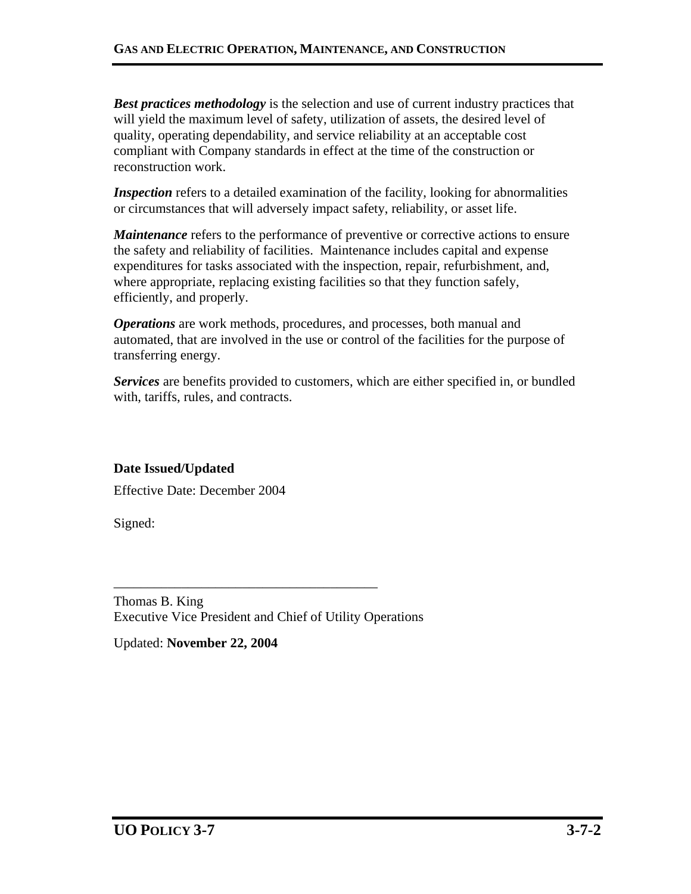***Best practices methodology*** is the selection and use of current industry practices that will yield the maximum level of safety, utilization of assets, the desired level of quality, operating dependability, and service reliability at an acceptable cost compliant with Company standards in effect at the time of the construction or reconstruction work.

***Inspection*** refers to a detailed examination of the facility, looking for abnormalities or circumstances that will adversely impact safety, reliability, or asset life.

***Maintenance*** refers to the performance of preventive or corrective actions to ensure the safety and reliability of facilities. Maintenance includes capital and expense expenditures for tasks associated with the inspection, repair, refurbishment, and, where appropriate, replacing existing facilities so that they function safely, efficiently, and properly.

***Operations*** are work methods, procedures, and processes, both manual and automated, that are involved in the use or control of the facilities for the purpose of transferring energy.

***Services*** are benefits provided to customers, which are either specified in, or bundled with, tariffs, rules, and contracts.

**Date Issued/Updated**

Effective Date: December 2004

Signed:

\_\_\_\_\_\_\_\_\_\_\_\_\_\_\_\_\_\_\_\_\_\_\_\_\_\_\_\_\_\_\_\_\_\_\_\_\_\_\_\_

Thomas B. King
Executive Vice President and Chief of Utility Operations

Updated: **November 22, 2004**